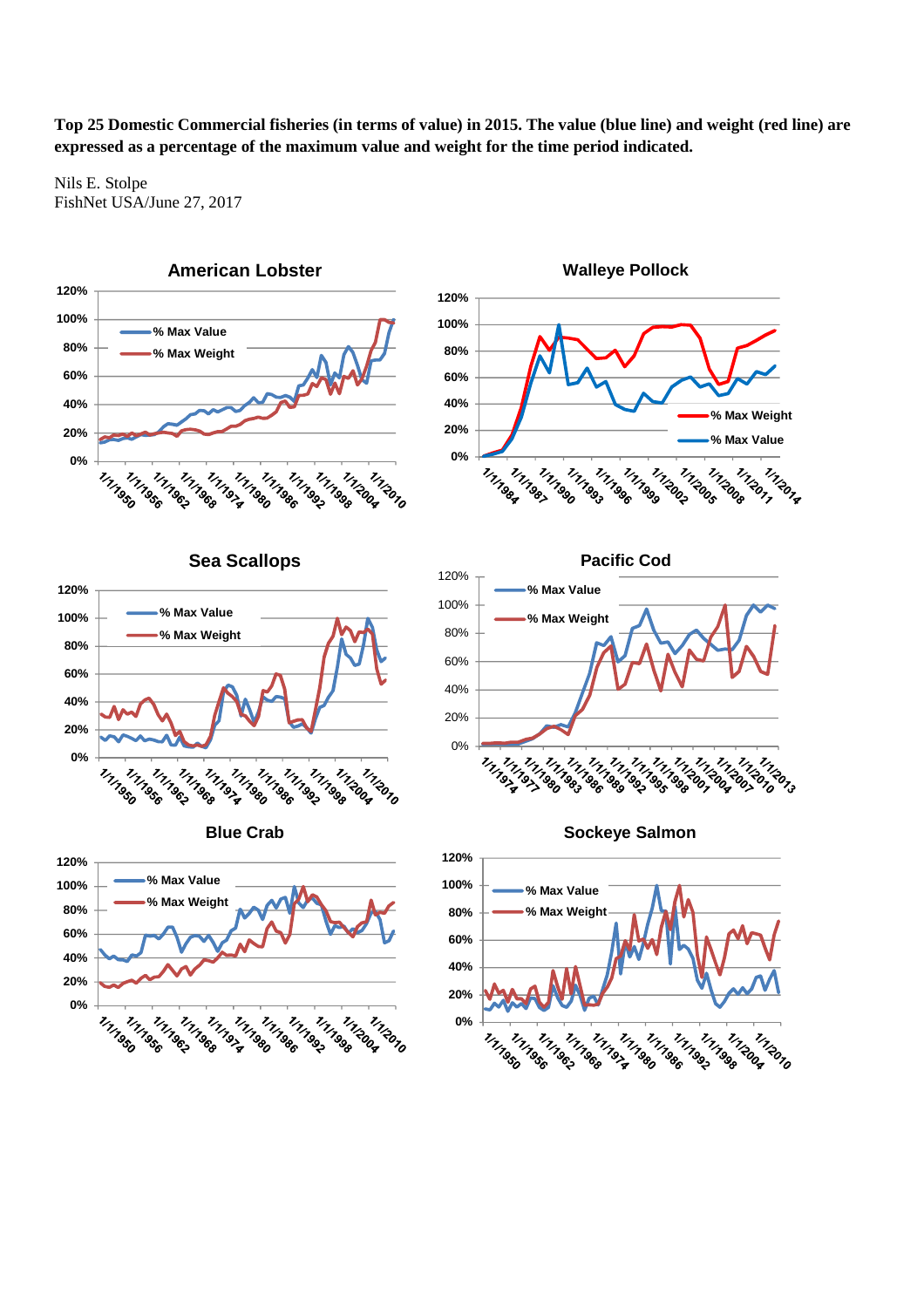**Top 25 Domestic Commercial fisheries (in terms of value) in 2015. The value (blue line) and weight (red line) are expressed as a percentage of the maximum value and weight for the time period indicated.**

Nils E. Stolpe
FishNet USA/June 27, 2017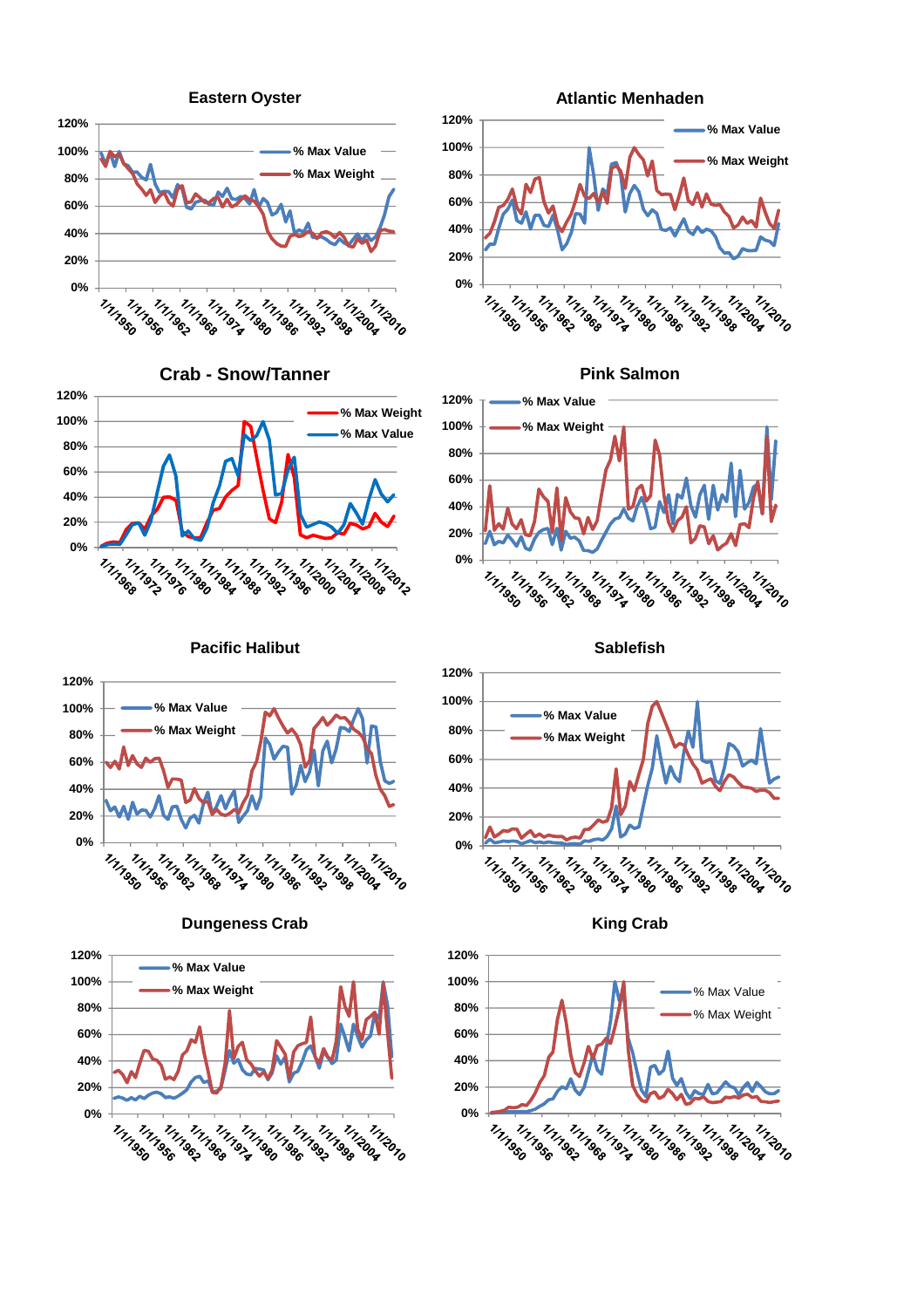**Eastern Oyster**

**Atlantic Menhaden**

**Crab - Snow/Tanner**

**Pink Salmon**

**Pacific Halibut**

**Sablefish**

**Dungeness Crab**

**King Crab**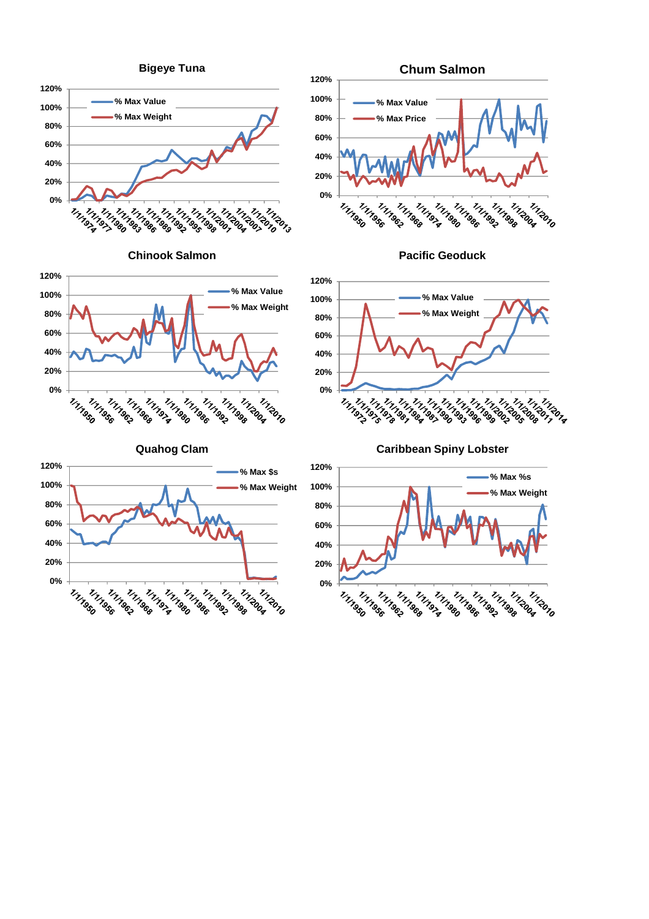## Bigeye Tuna

- % Max Value
- % Max Weight

## Chum Salmon

- % Max Value
- % Max Price

## Chinook Salmon

- % Max Value
- % Max Weight

## Pacific Geoduck

- % Max Value
- % Max Weight

## Quahog Clam

- % Max $s
- % Max Weight

## Caribbean Spiny Lobster

- % Max %s
- % Max Weight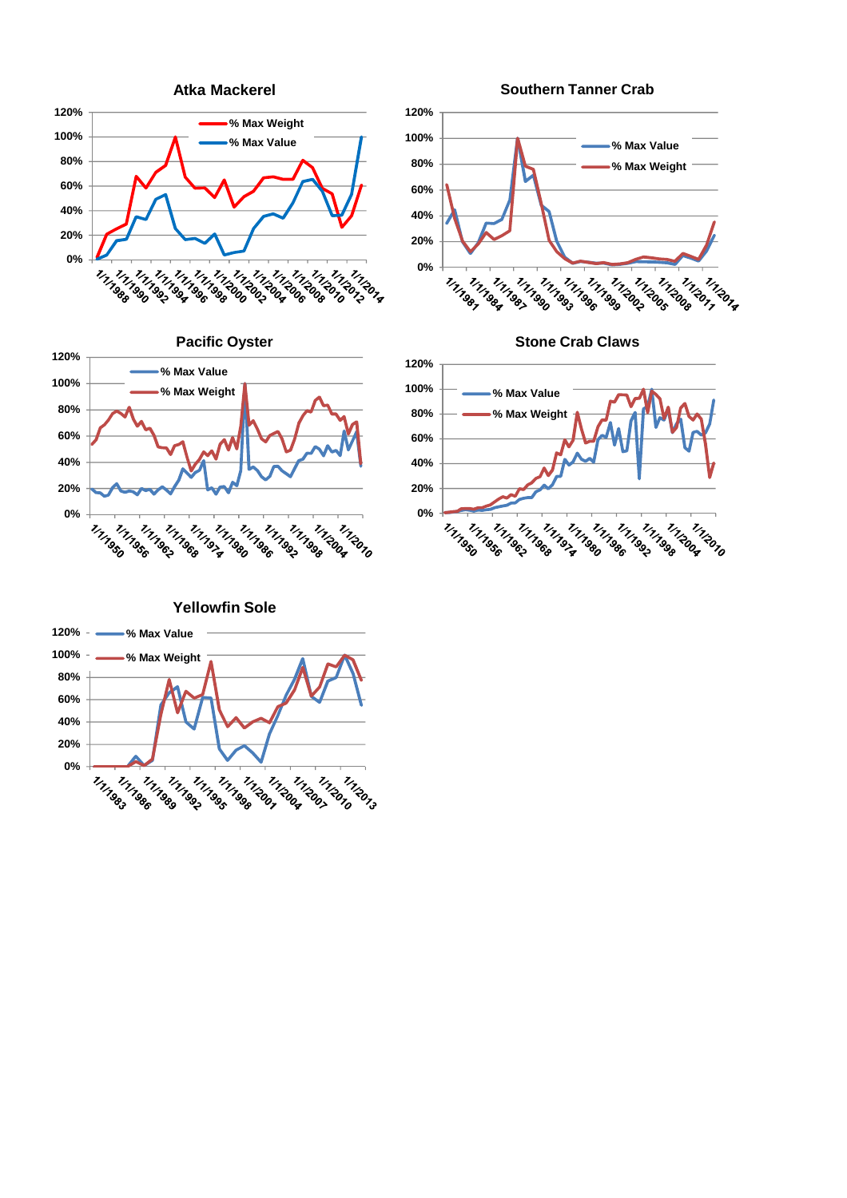## Atka Mackerel

120%
100%
80%
60%
40%
20%
0%

% Max Weight
% Max Value

1/1/1988
1/1/1990
1/1/1992
1/1/1994
1/1/1996
1/1/1998
1/1/2000
1/1/2002
1/1/2004
1/1/2006
1/1/2008
1/1/2010
1/1/2012
1/1/2014

## Southern Tanner Crab

120%
100%
80%
60%
40%
20%
0%

% Max Value
% Max Weight

1/1/1981
1/1/1984
1/1/1987
1/1/1990
1/1/1993
1/1/1996
1/1/1999
1/1/2002
1/1/2005
1/1/2008
1/1/2011
1/1/2014

## Pacific Oyster

120%
100%
80%
60%
40%
20%
0%

% Max Value
% Max Weight

1/1/1950
1/1/1956
1/1/1962
1/1/1968
1/1/1974
1/1/1980
1/1/1986
1/1/1992
1/1/1998
1/1/2004
1/1/2010

## Stone Crab Claws

120%
100%
80%
60%
40%
20%
0%

% Max Value
% Max Weight

1/1/1950
1/1/1956
1/1/1962
1/1/1968
1/1/1974
1/1/1980
1/1/1986
1/1/1992
1/1/1998
1/1/2004
1/1/2010

## Yellowfin Sole

120%
100%
80%
60%
40%
20%
0%

% Max Value
% Max Weight

1/1/1983
1/1/1986
1/1/1989
1/1/1992
1/1/1995
1/1/1998
1/1/2001
1/1/2004
1/1/2007
1/1/2010
1/1/2013